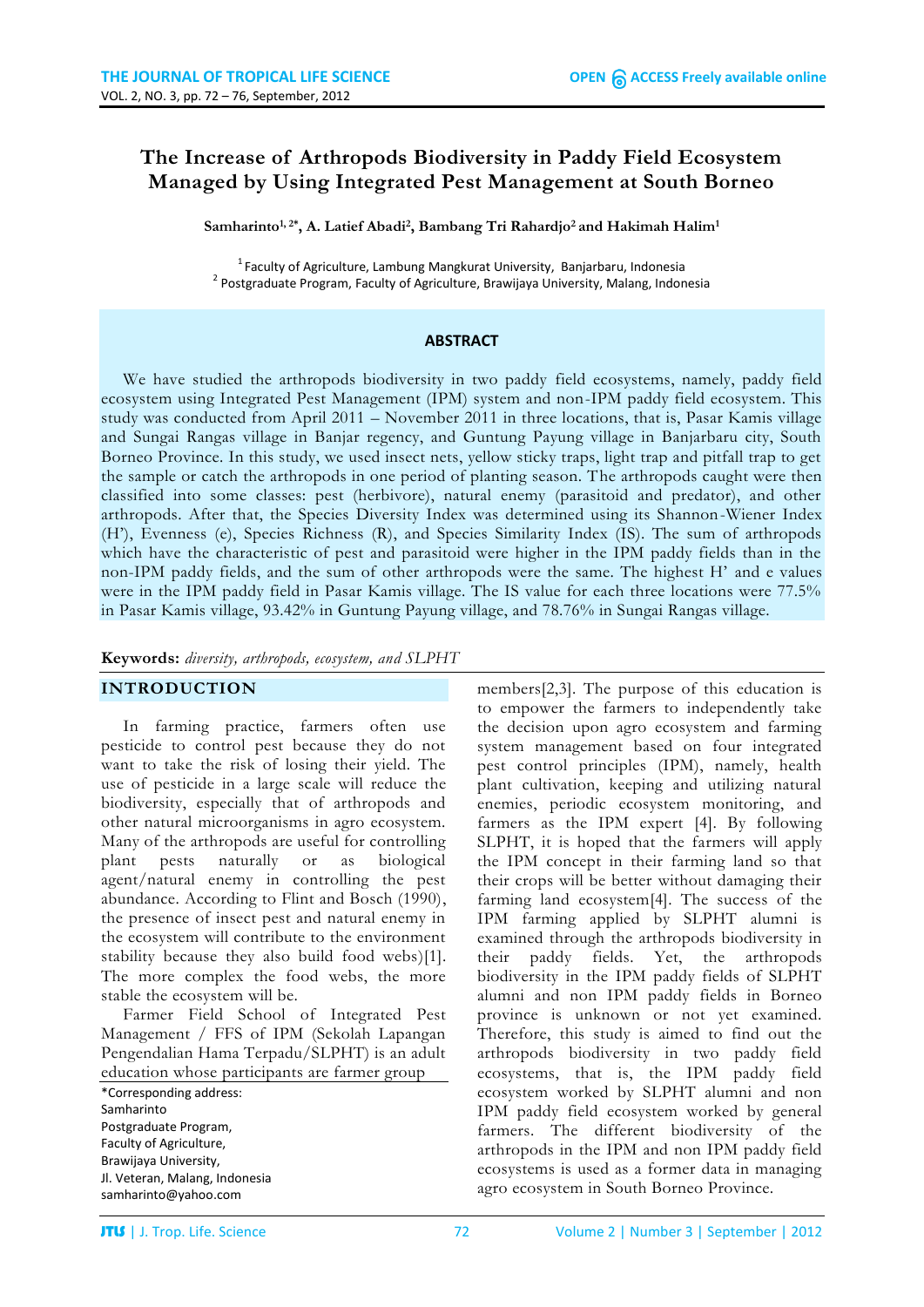# The Increase of Arthropods Biodiversity in Paddy Field Ecosystem Managed by Using Integrated Pest Management at South Borneo

**Samharinto[1, 2*], A. Latief Abadi[2], Bambang Tri Rahardjo[2] and Hakimah Halim[1]**

[1] Faculty of Agriculture, Lambung Mangkurat University, Banjarbaru, Indonesia
[2] Postgraduate Program, Faculty of Agriculture, Brawijaya University, Malang, Indonesia

## ABSTRACT

We have studied the arthropods biodiversity in two paddy field ecosystems, namely, paddy field ecosystem using Integrated Pest Management (IPM) system and non-IPM paddy field ecosystem. This study was conducted from April 2011 – November 2011 in three locations, that is, Pasar Kamis village and Sungai Rangas village in Banjar regency, and Guntung Payung village in Banjarbaru city, South Borneo Province. In this study, we used insect nets, yellow sticky traps, light trap and pitfall trap to get the sample or catch the arthropods in one period of planting season. The arthropods caught were then classified into some classes: pest (herbivore), natural enemy (parasitoid and predator), and other arthropods. After that, the Species Diversity Index was determined using its Shannon-Wiener Index (H'), Evenness (e), Species Richness (R), and Species Similarity Index (IS). The sum of arthropods which have the characteristic of pest and parasitoid were higher in the IPM paddy fields than in the non-IPM paddy fields, and the sum of other arthropods were the same. The highest H' and e values were in the IPM paddy field in Pasar Kamis village. The IS value for each three locations were 77.5% in Pasar Kamis village, 93.42% in Guntung Payung village, and 78.76% in Sungai Rangas village.

**Keywords:** *diversity, arthropods, ecosystem, and SLPHT*

## INTRODUCTION

In farming practice, farmers often use pesticide to control pest because they do not want to take the risk of losing their yield. The use of pesticide in a large scale will reduce the biodiversity, especially that of arthropods and other natural microorganisms in agro ecosystem. Many of the arthropods are useful for controlling plant pests naturally or as biological agent/natural enemy in controlling the pest abundance. According to Flint and Bosch (1990), the presence of insect pest and natural enemy in the ecosystem will contribute to the environment stability because they also build food webs)[1]. The more complex the food webs, the more stable the ecosystem will be.

Farmer Field School of Integrated Pest Management / FFS of IPM (Sekolah Lapangan Pengendalian Hama Terpadu/SLPHT) is an adult education whose participants are farmer group members[2,3]. The purpose of this education is to empower the farmers to independently take the decision upon agro ecosystem and farming system management based on four integrated pest control principles (IPM), namely, health plant cultivation, keeping and utilizing natural enemies, periodic ecosystem monitoring, and farmers as the IPM expert [4]. By following SLPHT, it is hoped that the farmers will apply the IPM concept in their farming land so that their crops will be better without damaging their farming land ecosystem[4]. The success of the IPM farming applied by SLPHT alumni is examined through the arthropods biodiversity in their paddy fields. Yet, the arthropods biodiversity in the IPM paddy fields of SLPHT alumni and non IPM paddy fields in Borneo province is unknown or not yet examined. Therefore, this study is aimed to find out the arthropods biodiversity in two paddy field ecosystems, that is, the IPM paddy field ecosystem worked by SLPHT alumni and non IPM paddy field ecosystem worked by general farmers. The different biodiversity of the arthropods in the IPM and non IPM paddy field ecosystems is used as a former data in managing agro ecosystem in South Borneo Province.

*Corresponding address:
Samharinto
Postgraduate Program,
Faculty of Agriculture,
Brawijaya University,
Jl. Veteran, Malang, Indonesia
samharinto@yahoo.com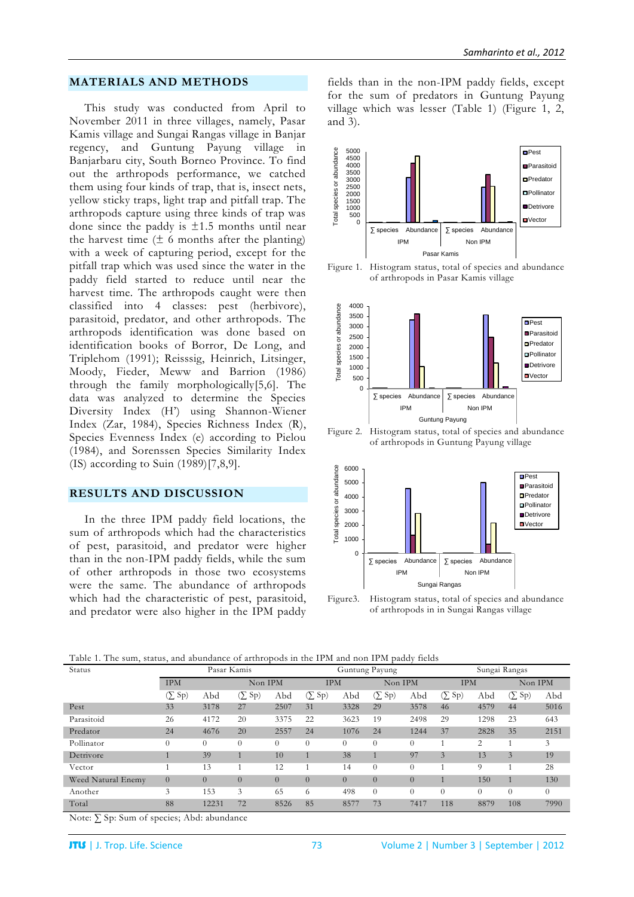## MATERIALS AND METHODS

This study was conducted from April to November 2011 in three villages, namely, Pasar Kamis village and Sungai Rangas village in Banjar regency, and Guntung Payung village in Banjarbaru city, South Borneo Province. To find out the arthropods performance, we catched them using four kinds of trap, that is, insect nets, yellow sticky traps, light trap and pitfall trap. The arthropods capture using three kinds of trap was done since the paddy is ±1.5 months until near the harvest time (± 6 months after the planting) with a week of capturing period, except for the pitfall trap which was used since the water in the paddy field started to reduce until near the harvest time. The arthropods caught were then classified into 4 classes: pest (herbivore), parasitoid, predator, and other arthropods. The arthropods identification was done based on identification books of Borror, De Long, and Triplehom (1991); Reisssig, Heinrich, Litsinger, Moody, Fieder, Meww and Barrion (1986) through the family morphologically[5,6]. The data was analyzed to determine the Species Diversity Index (H') using Shannon-Wiener Index (Zar, 1984), Species Richness Index (R), Species Evenness Index (e) according to Pielou (1984), and Sorenssen Species Similarity Index (IS) according to Suin (1989)[7,8,9].

## RESULTS AND DISCUSSION

In the three IPM paddy field locations, the sum of arthropods which had the characteristics of pest, parasitoid, and predator were higher than in the non-IPM paddy fields, while the sum of other arthropods in those two ecosystems were the same. The abundance of arthropods which had the characteristic of pest, parasitoid, and predator were also higher in the IPM paddy fields than in the non-IPM paddy fields, except for the sum of predators in Guntung Payung village which was lesser (Table 1) (Figure 1, 2, and 3).

Figure 1. Histogram status, total of species and abundance of arthropods in Pasar Kamis village

Figure 2. Histogram status, total of species and abundance of arthropods in Guntung Payung village

Figure3. Histogram status, total of species and abundance of arthropods in in Sungai Rangas village

Table 1. The sum, status, and abundance of arthropods in the IPM and non IPM paddy fields

| Status | Pasar Kamis | | | | Guntung Payung | | | | Sungai Rangas | | | |
|---|---|---|---|---|---|---|---|---|---|---|---|---|
| | IPM | | Non IPM | | IPM | | Non IPM | | IPM | | Non IPM | |
| | (∑ Sp) | Abd | (∑ Sp) | Abd | (∑ Sp) | Abd | (∑ Sp) | Abd | (∑ Sp) | Abd | (∑ Sp) | Abd |
| Pest | 33 | 3178 | 27 | 2507 | 31 | 3328 | 29 | 3578 | 46 | 4579 | 44 | 5016 |
| Parasitoid | 26 | 4172 | 20 | 3375 | 22 | 3623 | 19 | 2498 | 29 | 1298 | 23 | 643 |
| Predator | 24 | 4676 | 20 | 2557 | 24 | 1076 | 24 | 1244 | 37 | 2828 | 35 | 2151 |
| Pollinator | 0 | 0 | 0 | 0 | 0 | 0 | 0 | 0 | 1 | 2 | 1 | 3 |
| Detrivore | 1 | 39 | 1 | 10 | 1 | 38 | 1 | 97 | 3 | 13 | 3 | 19 |
| Vector | 1 | 13 | 1 | 12 | 1 | 14 | 0 | 0 | 1 | 9 | 1 | 28 |
| Weed Natural Enemy | 0 | 0 | 0 | 0 | 0 | 0 | 0 | 0 | 1 | 150 | 1 | 130 |
| Another | 3 | 153 | 3 | 65 | 6 | 498 | 0 | 0 | 0 | 0 | 0 | 0 |
| Total | 88 | 12231 | 72 | 8526 | 85 | 8577 | 73 | 7417 | 118 | 8879 | 108 | 7990 |

Note: ∑ Sp: Sum of species; Abd: abundance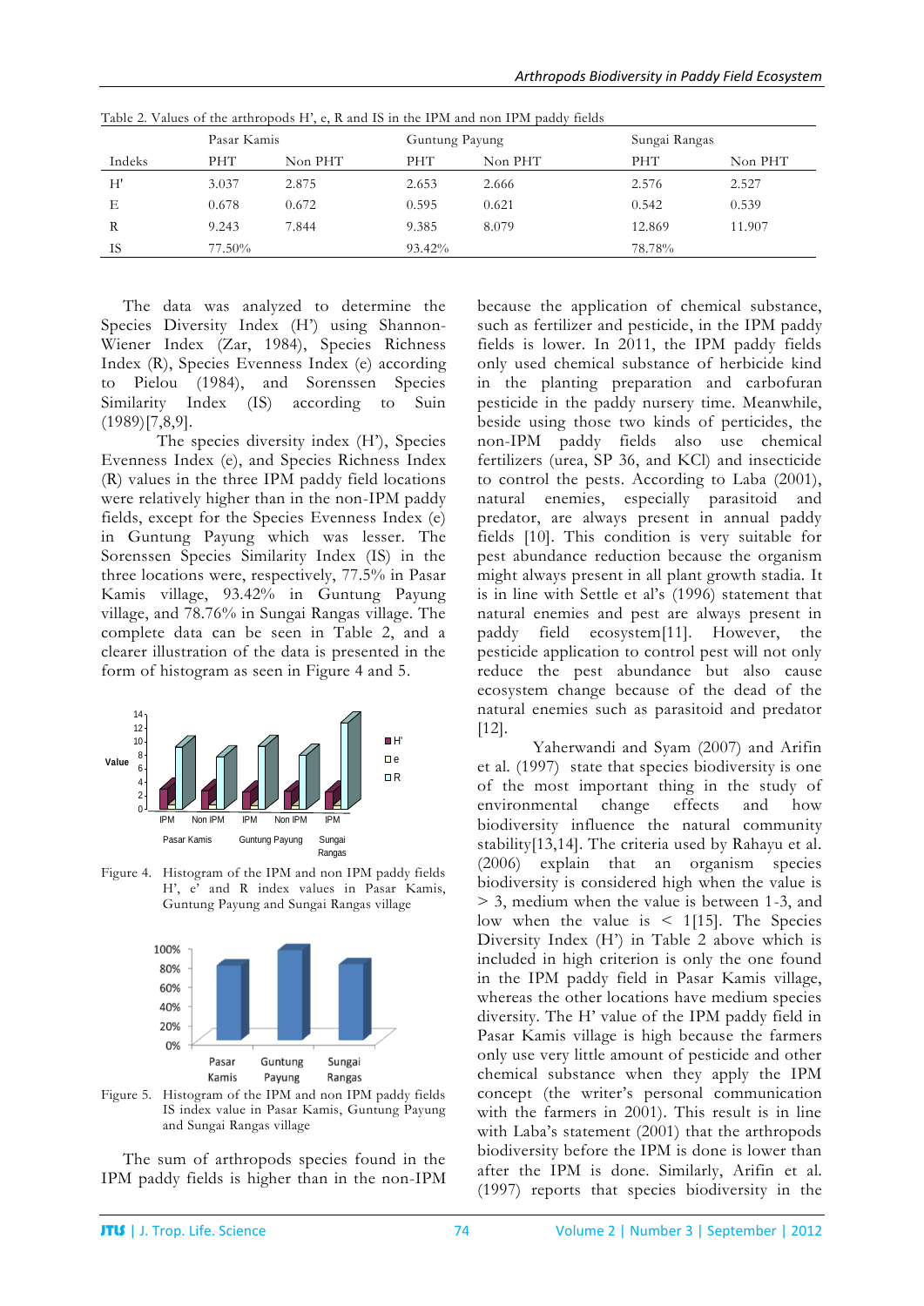Table 2. Values of the arthropods H', e, R and IS in the IPM and non IPM paddy fields

| Indeks | Pasar Kamis | | Guntung Payung | | Sungai Rangas | |
|---|---|---|---|---|---|---|
| | PHT | Non PHT | PHT | Non PHT | PHT | Non PHT |
| H' | 3.037 | 2.875 | 2.653 | 2.666 | 2.576 | 2.527 |
| E | 0.678 | 0.672 | 0.595 | 0.621 | 0.542 | 0.539 |
| R | 9.243 | 7.844 | 9.385 | 8.079 | 12.869 | 11.907 |
| IS | 77.50% | | 93.42% | | 78.78% | |

The data was analyzed to determine the Species Diversity Index (H') using Shannon-Wiener Index (Zar, 1984), Species Richness Index (R), Species Evenness Index (e) according to Pielou (1984), and Sorenssen Species Similarity Index (IS) according to Suin (1989)[7,8,9].

The species diversity index (H'), Species Evenness Index (e), and Species Richness Index (R) values in the three IPM paddy field locations were relatively higher than in the non-IPM paddy fields, except for the Species Evenness Index (e) in Guntung Payung which was lesser. The Sorenssen Species Similarity Index (IS) in the three locations were, respectively, 77.5% in Pasar Kamis village, 93.42% in Guntung Payung village, and 78.76% in Sungai Rangas village. The complete data can be seen in Table 2, and a clearer illustration of the data is presented in the form of histogram as seen in Figure 4 and 5.

Figure 4. Histogram of the IPM and non IPM paddy fields H', e' and R index values in Pasar Kamis, Guntung Payung and Sungai Rangas village

Figure 5. Histogram of the IPM and non IPM paddy fields IS index value in Pasar Kamis, Guntung Payung and Sungai Rangas village

The sum of arthropods species found in the IPM paddy fields is higher than in the non-IPM because the application of chemical substance, such as fertilizer and pesticide, in the IPM paddy fields is lower. In 2011, the IPM paddy fields only used chemical substance of herbicide kind in the planting preparation and carbofuran pesticide in the paddy nursery time. Meanwhile, beside using those two kinds of perticides, the non-IPM paddy fields also use chemical fertilizers (urea, SP 36, and KCl) and insecticide to control the pests. According to Laba (2001), natural enemies, especially parasitoid and predator, are always present in annual paddy fields [10]. This condition is very suitable for pest abundance reduction because the organism might always present in all plant growth stadia. It is in line with Settle et al's (1996) statement that natural enemies and pest are always present in paddy field ecosystem[11]. However, the pesticide application to control pest will not only reduce the pest abundance but also cause ecosystem change because of the dead of the natural enemies such as parasitoid and predator [12].

Yaherwandi and Syam (2007) and Arifin et al. (1997) state that species biodiversity is one of the most important thing in the study of environmental change effects and how biodiversity influence the natural community stability[13,14]. The criteria used by Rahayu et al. (2006) explain that an organism species biodiversity is considered high when the value is > 3, medium when the value is between 1-3, and low when the value is < 1[15]. The Species Diversity Index (H') in Table 2 above which is included in high criterion is only the one found in the IPM paddy field in Pasar Kamis village, whereas the other locations have medium species diversity. The H' value of the IPM paddy field in Pasar Kamis village is high because the farmers only use very little amount of pesticide and other chemical substance when they apply the IPM concept (the writer's personal communication with the farmers in 2001). This result is in line with Laba's statement (2001) that the arthropods biodiversity before the IPM is done is lower than after the IPM is done. Similarly, Arifin et al. (1997) reports that species biodiversity in the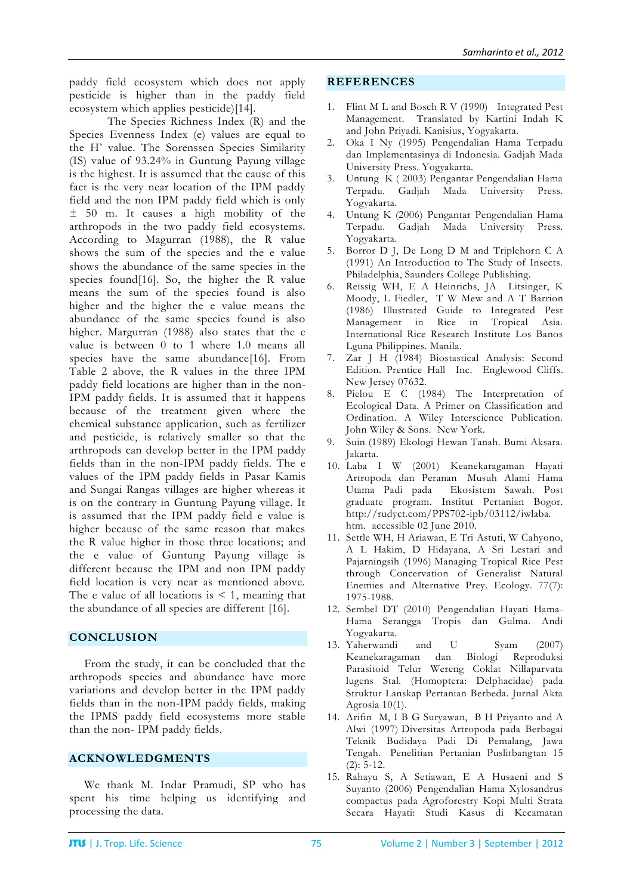paddy field ecosystem which does not apply pesticide is higher than in the paddy field ecosystem which applies pesticide)[14].

The Species Richness Index (R) and the Species Evenness Index (e) values are equal to the H' value. The Sorenssen Species Similarity (IS) value of 93.24% in Guntung Payung village is the highest. It is assumed that the cause of this fact is the very near location of the IPM paddy field and the non IPM paddy field which is only ± 50 m. It causes a high mobility of the arthropods in the two paddy field ecosystems. According to Magurran (1988), the R value shows the sum of the species and the e value shows the abundance of the same species in the species found[16]. So, the higher the R value means the sum of the species found is also higher and the higher the e value means the abundance of the same species found is also higher. Margurran (1988) also states that the e value is between 0 to 1 where 1.0 means all species have the same abundance[16]. From Table 2 above, the R values in the three IPM paddy field locations are higher than in the non-IPM paddy fields. It is assumed that it happens because of the treatment given where the chemical substance application, such as fertilizer and pesticide, is relatively smaller so that the arthropods can develop better in the IPM paddy fields than in the non-IPM paddy fields. The e values of the IPM paddy fields in Pasar Kamis and Sungai Rangas villages are higher whereas it is on the contrary in Guntung Payung village. It is assumed that the IPM paddy field e value is higher because of the same reason that makes the R value higher in those three locations; and the e value of Guntung Payung village is different because the IPM and non IPM paddy field location is very near as mentioned above. The e value of all locations is < 1, meaning that the abundance of all species are different [16].

## CONCLUSION

From the study, it can be concluded that the arthropods species and abundance have more variations and develop better in the IPM paddy fields than in the non-IPM paddy fields, making the IPMS paddy field ecosystems more stable than the non- IPM paddy fields.

## ACKNOWLEDGMENTS

We thank M. Indar Pramudi, SP who has spent his time helping us identifying and processing the data.

## REFERENCES

1. Flint M L and Bosch R V (1990) Integrated Pest Management. Translated by Kartini Indah K and John Priyadi. Kanisius, Yogyakarta.
2. Oka I Ny (1995) Pengendalian Hama Terpadu dan Implementasinya di Indonesia. Gadjah Mada University Press. Yogyakarta.
3. Untung K ( 2003) Pengantar Pengendalian Hama Terpadu. Gadjah Mada University Press. Yogyakarta.
4. Untung K (2006) Pengantar Pengendalian Hama Terpadu. Gadjah Mada University Press. Yogyakarta.
5. Borror D J, De Long D M and Triplehorn C A (1991) An Introduction to The Study of Insects. Philadelphia, Saunders College Publishing.
6. Reissig WH, E A Heinrichs, JA Litsinger, K Moody, L Fiedler, T W Mew and A T Barrion (1986) Illustrated Guide to Integrated Pest Management in Rice in Tropical Asia. International Rice Research Institute Los Banos Lguna Philippines. Manila.
7. Zar J H (1984) Biostastical Analysis: Second Edition. Prentice Hall Inc. Englewood Cliffs. New Jersey 07632.
8. Pielou E C (1984) The Interpretation of Ecological Data. A Primer on Classification and Ordination. A Wiley Interscience Publication. John Wiley & Sons. New York.
9. Suin (1989) Ekologi Hewan Tanah. Bumi Aksara. Jakarta.
10. Laba I W (2001) Keanekaragaman Hayati Artropoda dan Peranan Musuh Alami Hama Utama Padi pada Ekosistem Sawah. Post graduate program. Institut Pertanian Bogor. http://rudyct.com/PPS702-ipb/03112/iwlaba.htm. accessible 02 June 2010.
11. Settle WH, H Ariawan, E Tri Astuti, W Cahyono, A L Hakim, D Hidayana, A Sri Lestari and Pajarningsih (1996) Managing Tropical Rice Pest through Concervation of Generalist Natural Enemies and Alternative Prey. Ecology. 77(7): 1975-1988.
12. Sembel DT (2010) Pengendalian Hayati Hama-Hama Serangga Tropis dan Gulma. Andi Yogyakarta.
13. Yaherwandi and U Syam (2007) Keanekaragaman dan Biologi Reproduksi Parasitoid Telur Wereng Coklat Nillaparvata lugens Stal. (Homoptera: Delphacidae) pada Struktur Lanskap Pertanian Berbeda. Jurnal Akta Agrosia 10(1).
14. Arifin M, I B G Suryawan, B H Priyanto and A Alwi (1997) Diversitas Artropoda pada Berbagai Teknik Budidaya Padi Di Pemalang, Jawa Tengah. Penelitian Pertanian Puslitbangtan 15 (2): 5-12.
15. Rahayu S, A Setiawan, E A Husaeni and S Suyanto (2006) Pengendalian Hama Xylosandrus compactus pada Agroforestry Kopi Multi Strata Secara Hayati: Studi Kasus di Kecamatan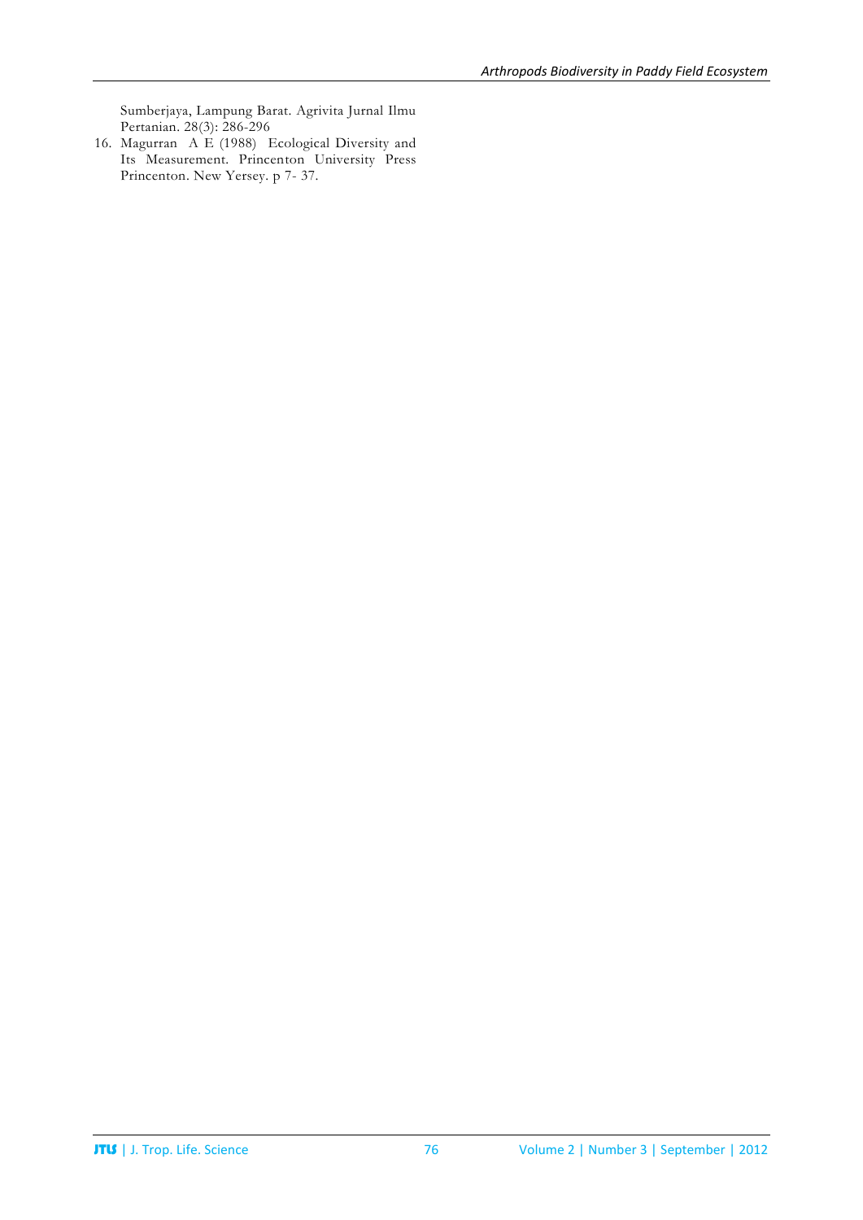Sumberjaya, Lampung Barat. Agrivita Jurnal Ilmu Pertanian. 28(3): 286-296

16. Magurran A E (1988) Ecological Diversity and Its Measurement. Princenton University Press Princenton. New Yersey. p 7- 37.